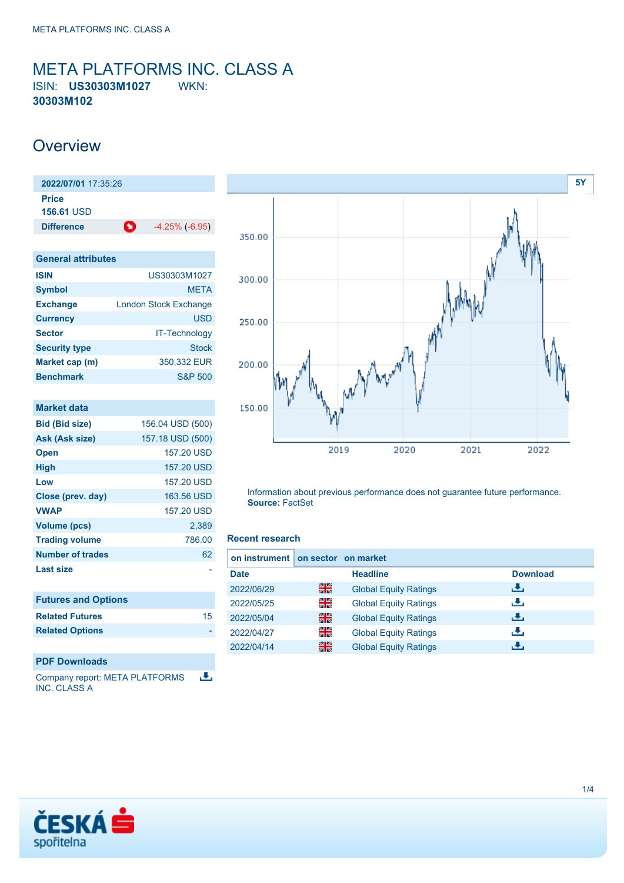# META PLATFORMS INC. CLASS A

ISIN: **US30303M1027** WKN: **30303M102**

## Overview

| 2022/07/01 17:35:26 | |
|---|---|
| Price | |
| 156.61 USD | |
| Difference | -4.25% (-6.95) |

| General attributes | |
|---|---|
| ISIN | US30303M1027 |
| Symbol | META |
| Exchange | London Stock Exchange |
| Currency | USD |
| Sector | IT-Technology |
| Security type | Stock |
| Market cap (m) | 350,332 EUR |
| Benchmark | S&P 500 |

| Market data | |
|---|---|
| Bid (Bid size) | 156.04 USD (500) |
| Ask (Ask size) | 157.18 USD (500) |
| Open | 157.20 USD |
| High | 157.20 USD |
| Low | 157.20 USD |
| Close (prev. day) | 163.56 USD |
| VWAP | 157.20 USD |
| Volume (pcs) | 2,389 |
| Trading volume | 786.00 |
| Number of trades | 62 |
| Last size | - |

| Futures and Options | |
|---|---|
| Related Futures | 15 |
| Related Options | - |

**PDF Downloads**

Company report: META PLATFORMS INC. CLASS A

Information about previous performance does not guarantee future performance.
**Source:** FactSet

### Recent research

on instrument | on sector | on market

| Date | Headline | Download |
|---|---|---|
| 2022/06/29 | Global Equity Ratings | |
| 2022/05/25 | Global Equity Ratings | |
| 2022/05/04 | Global Equity Ratings | |
| 2022/04/27 | Global Equity Ratings | |
| 2022/04/14 | Global Equity Ratings | |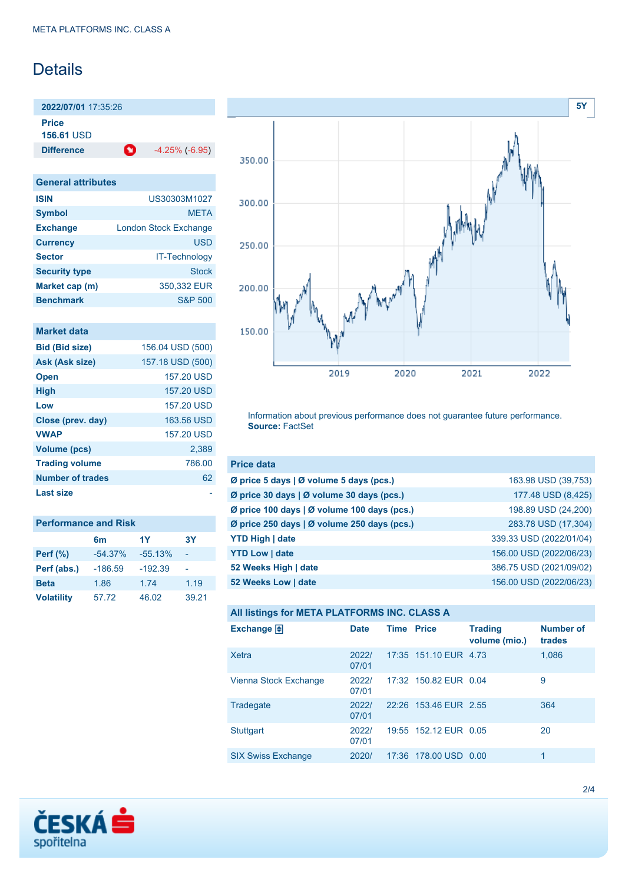# Details

| 2022/07/01 17:35:26 | |
|---|---|
| **Price** | |
| **156.61** USD | |
| **Difference** | -4.25% (-6.95) |

| General attributes | |
|---|---|
| **ISIN** | US30303M1027 |
| **Symbol** | META |
| **Exchange** | London Stock Exchange |
| **Currency** | USD |
| **Sector** | IT-Technology |
| **Security type** | Stock |
| **Market cap (m)** | 350,332 EUR |
| **Benchmark** | S&P 500 |

| Market data | |
|---|---|
| **Bid (Bid size)** | 156.04 USD (500) |
| **Ask (Ask size)** | 157.18 USD (500) |
| **Open** | 157.20 USD |
| **High** | 157.20 USD |
| **Low** | 157.20 USD |
| **Close (prev. day)** | 163.56 USD |
| **VWAP** | 157.20 USD |
| **Volume (pcs)** | 2,389 |
| **Trading volume** | 786.00 |
| **Number of trades** | 62 |
| **Last size** | - |

| Performance and Risk | 6m | 1Y | 3Y |
|---|---|---|---|
| **Perf (%)** | -54.37% | -55.13% | - |
| **Perf (abs.)** | -186.59 | -192.39 | - |
| **Beta** | 1.86 | 1.74 | 1.19 |
| **Volatility** | 57.72 | 46.02 | 39.21 |

Information about previous performance does not guarantee future performance.
**Source:** FactSet

| Price data | |
|---|---|
| **Ø price 5 days \| Ø volume 5 days (pcs.)** | 163.98 USD (39,753) |
| **Ø price 30 days \| Ø volume 30 days (pcs.)** | 177.48 USD (8,425) |
| **Ø price 100 days \| Ø volume 100 days (pcs.)** | 198.89 USD (24,200) |
| **Ø price 250 days \| Ø volume 250 days (pcs.)** | 283.78 USD (17,304) |
| **YTD High \| date** | 339.33 USD (2022/01/04) |
| **YTD Low \| date** | 156.00 USD (2022/06/23) |
| **52 Weeks High \| date** | 386.75 USD (2021/09/02) |
| **52 Weeks Low \| date** | 156.00 USD (2022/06/23) |

## All listings for META PLATFORMS INC. CLASS A

| Exchange | Date | Time | Price | Trading volume (mio.) | Number of trades |
|---|---|---|---|---|---|
| Xetra | 2022/07/01 | 17:35 | 151.10 EUR | 4.73 | 1,086 |
| Vienna Stock Exchange | 2022/07/01 | 17:32 | 150.82 EUR | 0.04 | 9 |
| Tradegate | 2022/07/01 | 22:26 | 153.46 EUR | 2.55 | 364 |
| Stuttgart | 2022/07/01 | 19:55 | 152.12 EUR | 0.05 | 20 |
| SIX Swiss Exchange | 2020/ | 17:36 | 178.00 USD | 0.00 | 1 |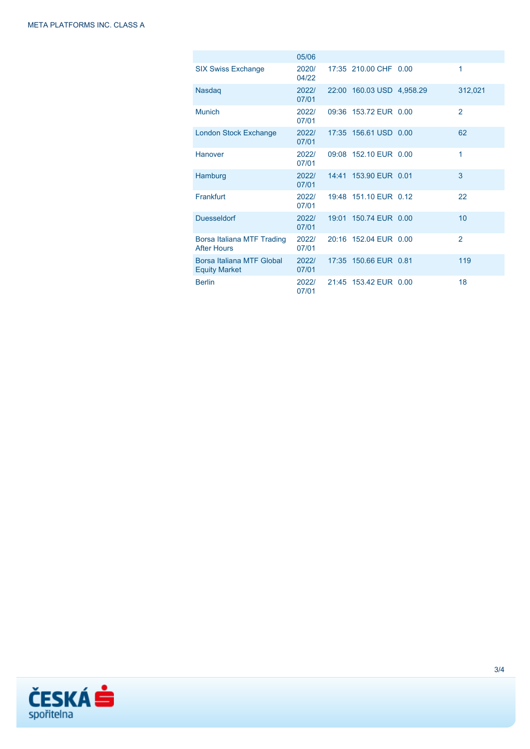| | | | | | |
|---|---|---|---|---|---|
| | 05/06 | | | | |
| SIX Swiss Exchange | 2020/04/22 | 17:35 | 210.00 CHF | 0.00 | 1 |
| Nasdaq | 2022/07/01 | 22:00 | 160.03 USD | 4,958.29 | 312,021 |
| Munich | 2022/07/01 | 09:36 | 153.72 EUR | 0.00 | 2 |
| London Stock Exchange | 2022/07/01 | 17:35 | 156.61 USD | 0.00 | 62 |
| Hanover | 2022/07/01 | 09:08 | 152.10 EUR | 0.00 | 1 |
| Hamburg | 2022/07/01 | 14:41 | 153.90 EUR | 0.01 | 3 |
| Frankfurt | 2022/07/01 | 19:48 | 151.10 EUR | 0.12 | 22 |
| Duesseldorf | 2022/07/01 | 19:01 | 150.74 EUR | 0.00 | 10 |
| Borsa Italiana MTF Trading After Hours | 2022/07/01 | 20:16 | 152.04 EUR | 0.00 | 2 |
| Borsa Italiana MTF Global Equity Market | 2022/07/01 | 17:35 | 150.66 EUR | 0.81 | 119 |
| Berlin | 2022/07/01 | 21:45 | 153.42 EUR | 0.00 | 18 |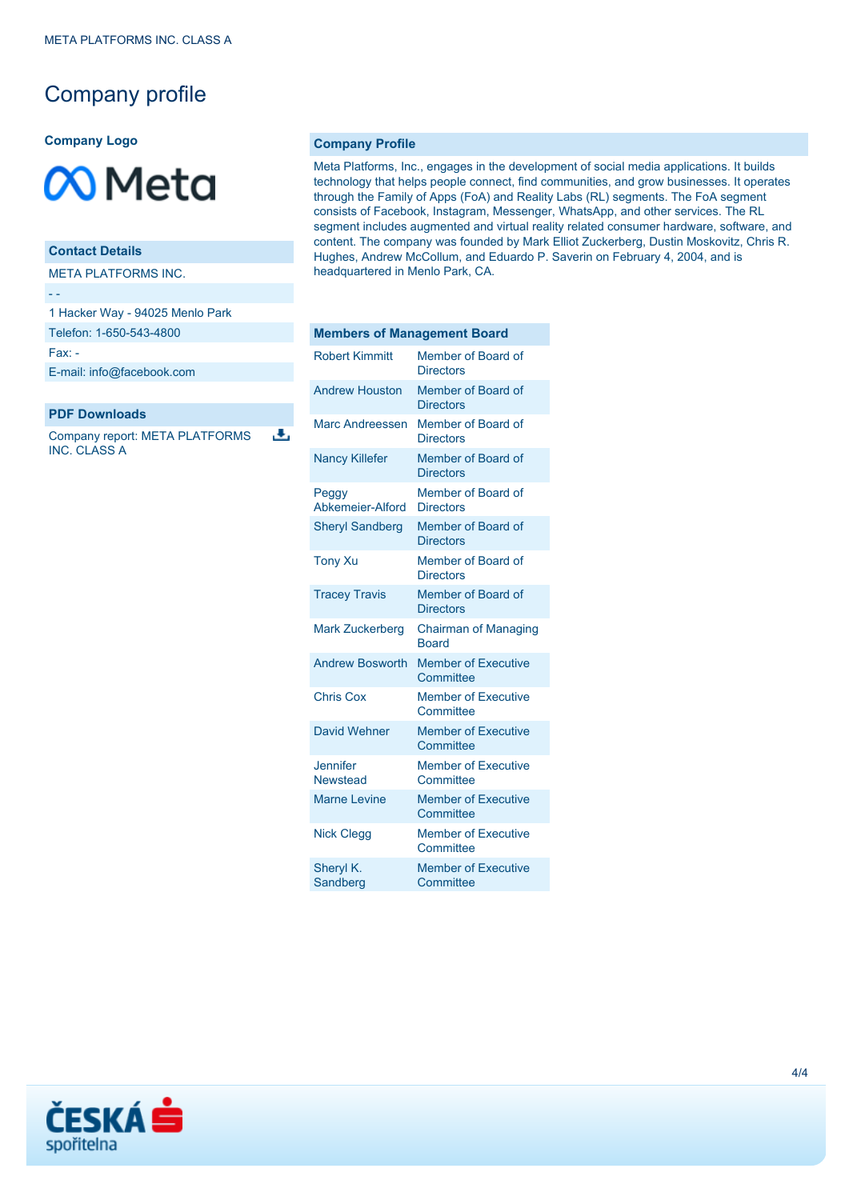# Company profile

**Company Logo**

## Contact Details

META PLATFORMS INC.

- -

1 Hacker Way - 94025 Menlo Park

Telefon: 1-650-543-4800

Fax: -

E-mail: info@facebook.com

## PDF Downloads

Company report: META PLATFORMS INC. CLASS A

## Company Profile

Meta Platforms, Inc., engages in the development of social media applications. It builds technology that helps people connect, find communities, and grow businesses. It operates through the Family of Apps (FoA) and Reality Labs (RL) segments. The FoA segment consists of Facebook, Instagram, Messenger, WhatsApp, and other services. The RL segment includes augmented and virtual reality related consumer hardware, software, and content. The company was founded by Mark Elliot Zuckerberg, Dustin Moskovitz, Chris R. Hughes, Andrew McCollum, and Eduardo P. Saverin on February 4, 2004, and is headquartered in Menlo Park, CA.

## Members of Management Board

| | |
|---|---|
| Robert Kimmitt | Member of Board of Directors |
| Andrew Houston | Member of Board of Directors |
| Marc Andreessen | Member of Board of Directors |
| Nancy Killefer | Member of Board of Directors |
| Peggy Abkemeier-Alford | Member of Board of Directors |
| Sheryl Sandberg | Member of Board of Directors |
| Tony Xu | Member of Board of Directors |
| Tracey Travis | Member of Board of Directors |
| Mark Zuckerberg | Chairman of Managing Board |
| Andrew Bosworth | Member of Executive Committee |
| Chris Cox | Member of Executive Committee |
| David Wehner | Member of Executive Committee |
| Jennifer Newstead | Member of Executive Committee |
| Marne Levine | Member of Executive Committee |
| Nick Clegg | Member of Executive Committee |
| Sheryl K. Sandberg | Member of Executive Committee |